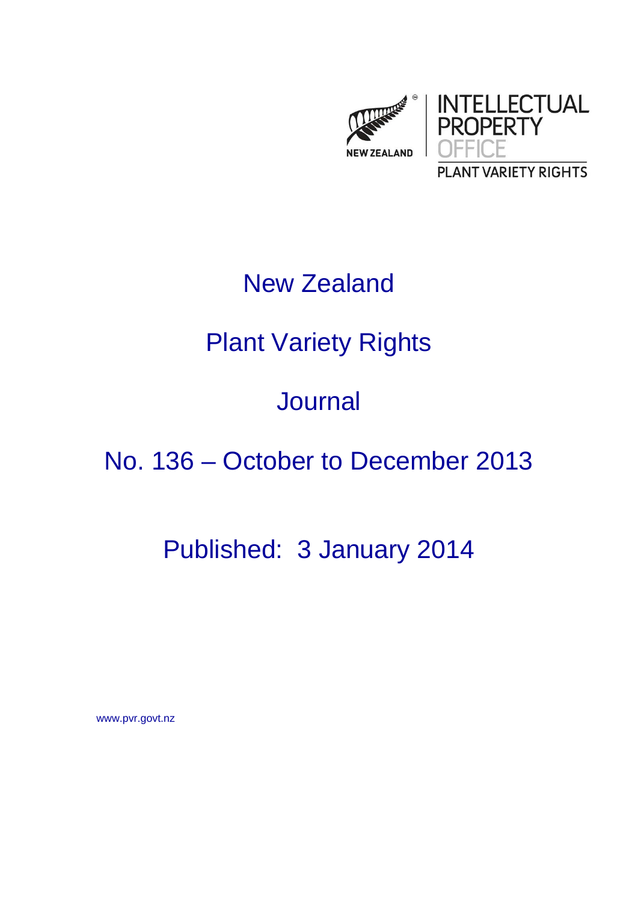NEW ZEALAND

INTELLECTUAL PROPERTY OFFICE

PLANT VARIETY RIGHTS

# New Zealand

# Plant Variety Rights

# Journal

# No. 136 – October to December 2013

## Published: 3 January 2014

www.pvr.govt.nz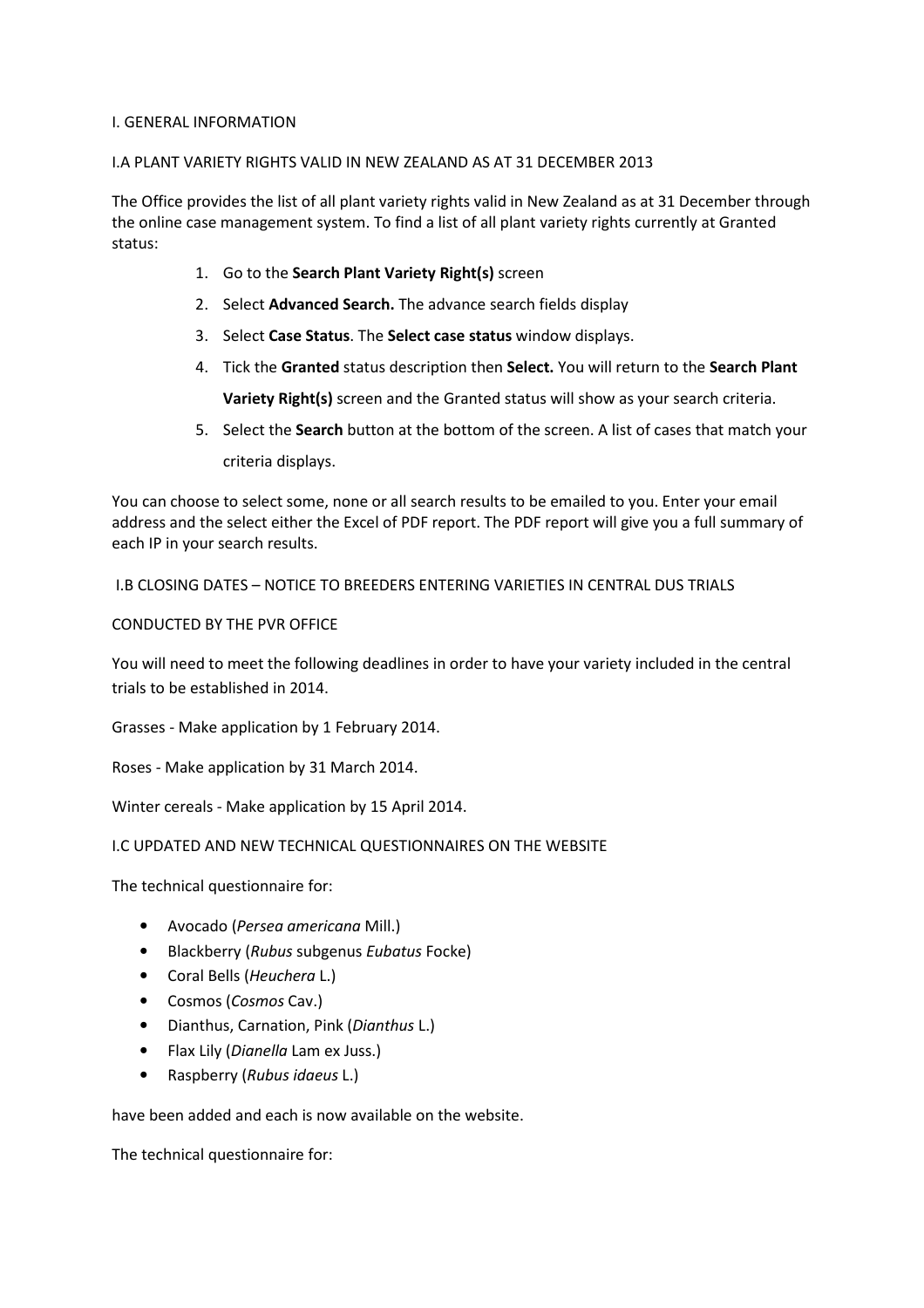## I. GENERAL INFORMATION

### I.A PLANT VARIETY RIGHTS VALID IN NEW ZEALAND AS AT 31 DECEMBER 2013

The Office provides the list of all plant variety rights valid in New Zealand as at 31 December through the online case management system. To find a list of all plant variety rights currently at Granted status:

1. Go to the **Search Plant Variety Right(s)** screen
2. Select **Advanced Search.** The advance search fields display
3. Select **Case Status**. The **Select case status** window displays.
4. Tick the **Granted** status description then **Select.** You will return to the **Search Plant Variety Right(s)** screen and the Granted status will show as your search criteria.
5. Select the **Search** button at the bottom of the screen. A list of cases that match your criteria displays.

You can choose to select some, none or all search results to be emailed to you. Enter your email address and the select either the Excel of PDF report. The PDF report will give you a full summary of each IP in your search results.

### I.B CLOSING DATES – NOTICE TO BREEDERS ENTERING VARIETIES IN CENTRAL DUS TRIALS

CONDUCTED BY THE PVR OFFICE

You will need to meet the following deadlines in order to have your variety included in the central trials to be established in 2014.

Grasses - Make application by 1 February 2014.

Roses - Make application by 31 March 2014.

Winter cereals - Make application by 15 April 2014.

### I.C UPDATED AND NEW TECHNICAL QUESTIONNAIRES ON THE WEBSITE

The technical questionnaire for:

- Avocado (*Persea americana* Mill.)
- Blackberry (*Rubus* subgenus *Eubatus* Focke)
- Coral Bells (*Heuchera* L.)
- Cosmos (*Cosmos* Cav.)
- Dianthus, Carnation, Pink (*Dianthus* L.)
- Flax Lily (*Dianella* Lam ex Juss.)
- Raspberry (*Rubus idaeus* L.)

have been added and each is now available on the website.

The technical questionnaire for: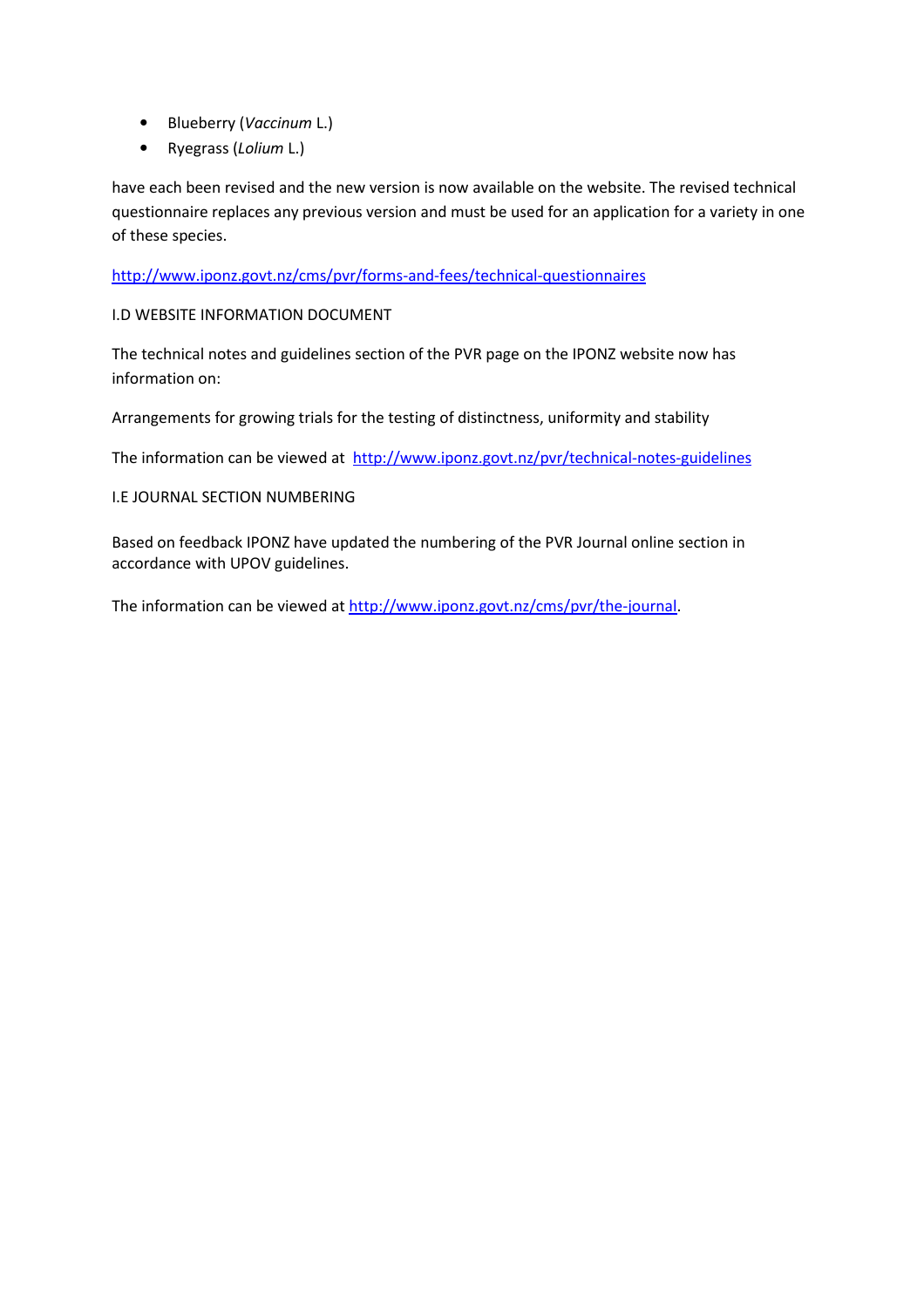- Blueberry (*Vaccinum* L.)
- Ryegrass (*Lolium* L.)

have each been revised and the new version is now available on the website. The revised technical questionnaire replaces any previous version and must be used for an application for a variety in one of these species.

http://www.iponz.govt.nz/cms/pvr/forms-and-fees/technical-questionnaires

I.D WEBSITE INFORMATION DOCUMENT

The technical notes and guidelines section of the PVR page on the IPONZ website now has information on:

Arrangements for growing trials for the testing of distinctness, uniformity and stability

The information can be viewed at http://www.iponz.govt.nz/pvr/technical-notes-guidelines

I.E JOURNAL SECTION NUMBERING

Based on feedback IPONZ have updated the numbering of the PVR Journal online section in accordance with UPOV guidelines.

The information can be viewed at http://www.iponz.govt.nz/cms/pvr/the-journal.